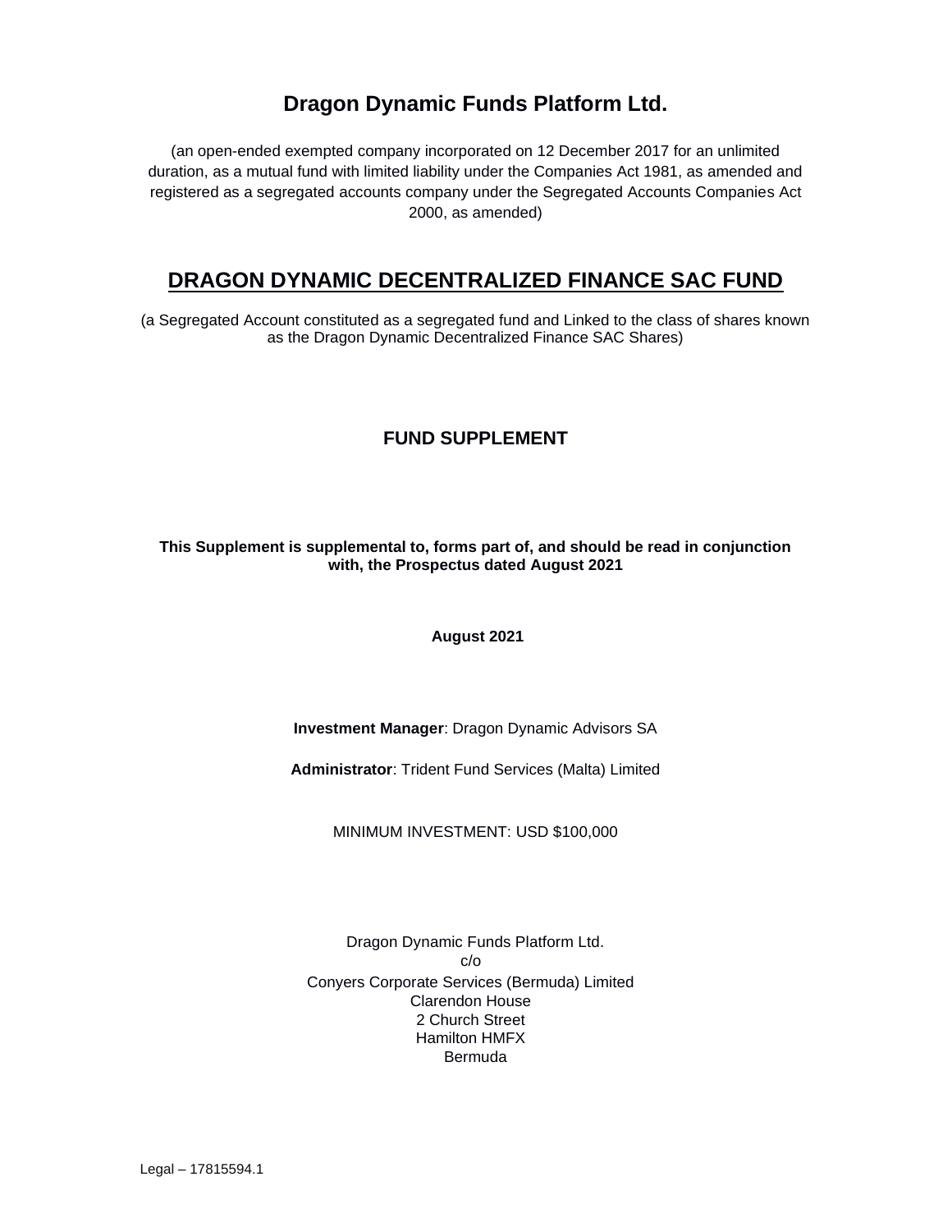# Dragon Dynamic Funds Platform Ltd.

(an open-ended exempted company incorporated on 12 December 2017 for an unlimited duration, as a mutual fund with limited liability under the Companies Act 1981, as amended and registered as a segregated accounts company under the Segregated Accounts Companies Act 2000, as amended)

## DRAGON DYNAMIC DECENTRALIZED FINANCE SAC FUND

(a Segregated Account constituted as a segregated fund and Linked to the class of shares known as the Dragon Dynamic Decentralized Finance SAC Shares)

### FUND SUPPLEMENT

**This Supplement is supplemental to, forms part of, and should be read in conjunction with, the Prospectus dated August 2021**

**August 2021**

**Investment Manager**: Dragon Dynamic Advisors SA

**Administrator**: Trident Fund Services (Malta) Limited

MINIMUM INVESTMENT: USD $100,000

Dragon Dynamic Funds Platform Ltd.
c/o
Conyers Corporate Services (Bermuda) Limited
Clarendon House
2 Church Street
Hamilton HMFX
Bermuda

Legal – 17815594.1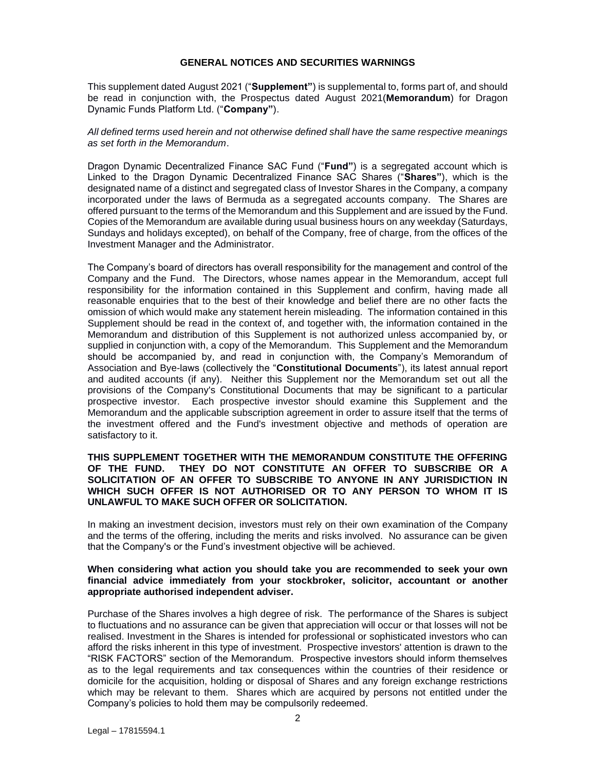## GENERAL NOTICES AND SECURITIES WARNINGS

This supplement dated August 2021 ("**Supplement**") is supplemental to, forms part of, and should be read in conjunction with, the Prospectus dated August 2021(**Memorandum**) for Dragon Dynamic Funds Platform Ltd. ("**Company**").

*All defined terms used herein and not otherwise defined shall have the same respective meanings as set forth in the Memorandum*.

Dragon Dynamic Decentralized Finance SAC Fund ("**Fund**") is a segregated account which is Linked to the Dragon Dynamic Decentralized Finance SAC Shares ("**Shares**"), which is the designated name of a distinct and segregated class of Investor Shares in the Company, a company incorporated under the laws of Bermuda as a segregated accounts company. The Shares are offered pursuant to the terms of the Memorandum and this Supplement and are issued by the Fund. Copies of the Memorandum are available during usual business hours on any weekday (Saturdays, Sundays and holidays excepted), on behalf of the Company, free of charge, from the offices of the Investment Manager and the Administrator.

The Company's board of directors has overall responsibility for the management and control of the Company and the Fund. The Directors, whose names appear in the Memorandum, accept full responsibility for the information contained in this Supplement and confirm, having made all reasonable enquiries that to the best of their knowledge and belief there are no other facts the omission of which would make any statement herein misleading. The information contained in this Supplement should be read in the context of, and together with, the information contained in the Memorandum and distribution of this Supplement is not authorized unless accompanied by, or supplied in conjunction with, a copy of the Memorandum. This Supplement and the Memorandum should be accompanied by, and read in conjunction with, the Company's Memorandum of Association and Bye-laws (collectively the "**Constitutional Documents**"), its latest annual report and audited accounts (if any). Neither this Supplement nor the Memorandum set out all the provisions of the Company's Constitutional Documents that may be significant to a particular prospective investor. Each prospective investor should examine this Supplement and the Memorandum and the applicable subscription agreement in order to assure itself that the terms of the investment offered and the Fund's investment objective and methods of operation are satisfactory to it.

**THIS SUPPLEMENT TOGETHER WITH THE MEMORANDUM CONSTITUTE THE OFFERING OF THE FUND. THEY DO NOT CONSTITUTE AN OFFER TO SUBSCRIBE OR A SOLICITATION OF AN OFFER TO SUBSCRIBE TO ANYONE IN ANY JURISDICTION IN WHICH SUCH OFFER IS NOT AUTHORISED OR TO ANY PERSON TO WHOM IT IS UNLAWFUL TO MAKE SUCH OFFER OR SOLICITATION.**

In making an investment decision, investors must rely on their own examination of the Company and the terms of the offering, including the merits and risks involved. No assurance can be given that the Company's or the Fund's investment objective will be achieved.

**When considering what action you should take you are recommended to seek your own financial advice immediately from your stockbroker, solicitor, accountant or another appropriate authorised independent adviser.**

Purchase of the Shares involves a high degree of risk. The performance of the Shares is subject to fluctuations and no assurance can be given that appreciation will occur or that losses will not be realised. Investment in the Shares is intended for professional or sophisticated investors who can afford the risks inherent in this type of investment. Prospective investors' attention is drawn to the "RISK FACTORS" section of the Memorandum. Prospective investors should inform themselves as to the legal requirements and tax consequences within the countries of their residence or domicile for the acquisition, holding or disposal of Shares and any foreign exchange restrictions which may be relevant to them. Shares which are acquired by persons not entitled under the Company's policies to hold them may be compulsorily redeemed.

Legal – 17815594.1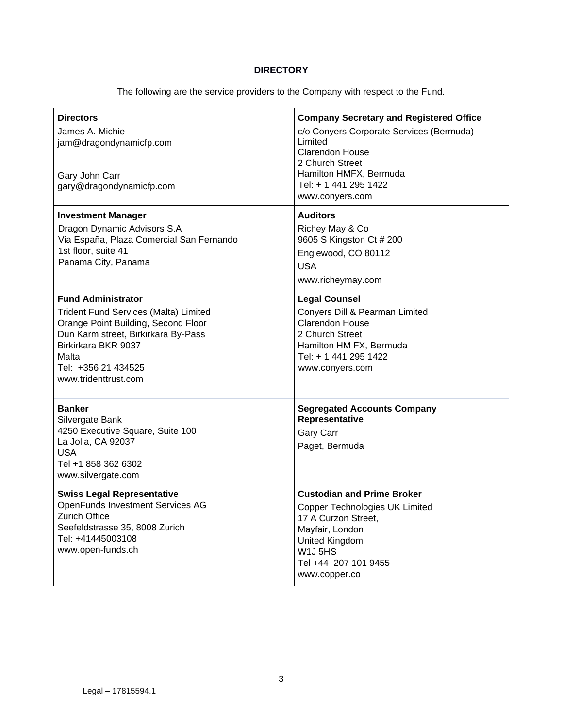**DIRECTORY**

The following are the service providers to the Company with respect to the Fund.

| | |
|---|---|
| **Directors**<br>James A. Michie<br>jam@dragondynamicfp.com<br><br>Gary John Carr<br>gary@dragondynamicfp.com | **Company Secretary and Registered Office**<br>c/o Conyers Corporate Services (Bermuda) Limited<br>Clarendon House<br>2 Church Street<br>Hamilton HMFX, Bermuda<br>Tel: + 1 441 295 1422<br>www.conyers.com |
| **Investment Manager**<br>Dragon Dynamic Advisors S.A<br>Via España, Plaza Comercial San Fernando<br>1st floor, suite 41<br>Panama City, Panama | **Auditors**<br>Richey May & Co<br>9605 S Kingston Ct # 200<br>Englewood, CO 80112<br>USA<br>www.richeymay.com |
| **Fund Administrator**<br>Trident Fund Services (Malta) Limited<br>Orange Point Building, Second Floor<br>Dun Karm street, Birkirkara By-Pass<br>Birkirkara BKR 9037<br>Malta<br>Tel: +356 21 434525<br>www.tridenttrust.com | **Legal Counsel**<br>Conyers Dill & Pearman Limited<br>Clarendon House<br>2 Church Street<br>Hamilton HM FX, Bermuda<br>Tel: + 1 441 295 1422<br>www.conyers.com |
| **Banker**<br>Silvergate Bank<br>4250 Executive Square, Suite 100<br>La Jolla, CA 92037<br>USA<br>Tel +1 858 362 6302<br>www.silvergate.com | **Segregated Accounts Company Representative**<br>Gary Carr<br>Paget, Bermuda |
| **Swiss Legal Representative**<br>OpenFunds Investment Services AG<br>Zurich Office<br>Seefeldstrasse 35, 8008 Zurich<br>Tel: +41445003108<br>www.open-funds.ch | **Custodian and Prime Broker**<br>Copper Technologies UK Limited<br>17 A Curzon Street,<br>Mayfair, London<br>United Kingdom<br>W1J 5HS<br>Tel +44 207 101 9455<br>www.copper.co |

Legal – 17815594.1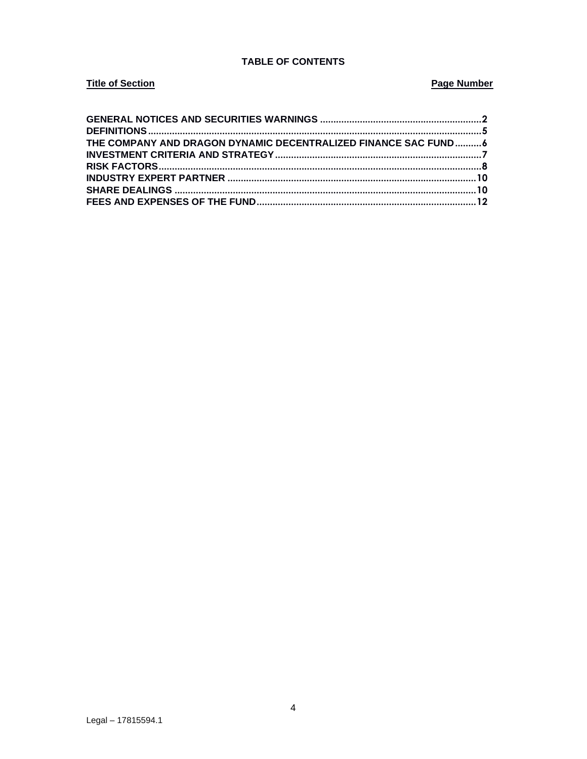## TABLE OF CONTENTS

| Title of Section | Page Number |
|---|---|
| GENERAL NOTICES AND SECURITIES WARNINGS | 2 |
| DEFINITIONS | 5 |
| THE COMPANY AND DRAGON DYNAMIC DECENTRALIZED FINANCE SAC FUND | 6 |
| INVESTMENT CRITERIA AND STRATEGY | 7 |
| RISK FACTORS | 8 |
| INDUSTRY EXPERT PARTNER | 10 |
| SHARE DEALINGS | 10 |
| FEES AND EXPENSES OF THE FUND | 12 |

Legal – 17815594.1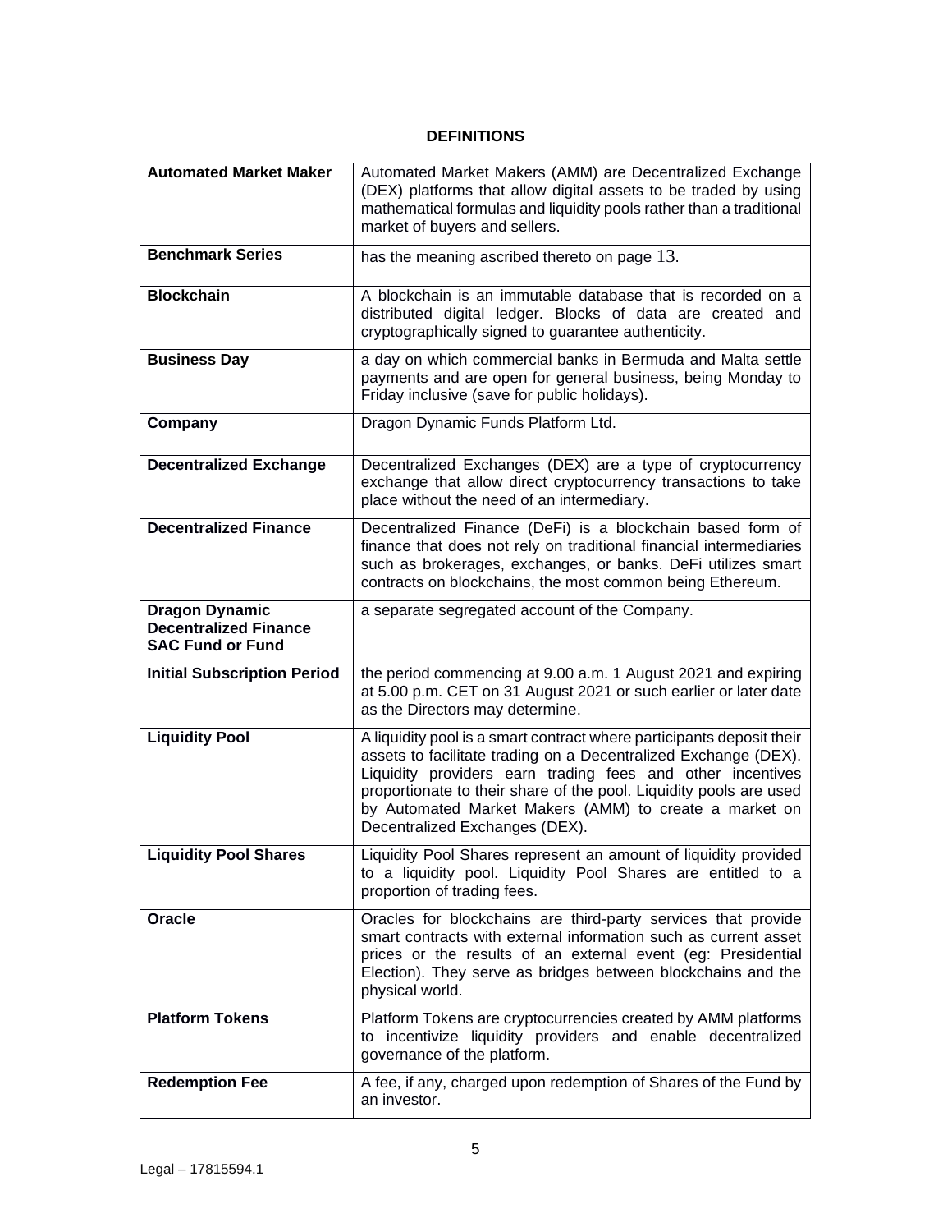**DEFINITIONS**

| | |
|---|---|
| **Automated Market Maker** | Automated Market Makers (AMM) are Decentralized Exchange (DEX) platforms that allow digital assets to be traded by using mathematical formulas and liquidity pools rather than a traditional market of buyers and sellers. |
| **Benchmark Series** | has the meaning ascribed thereto on page 13. |
| **Blockchain** | A blockchain is an immutable database that is recorded on a distributed digital ledger. Blocks of data are created and cryptographically signed to guarantee authenticity. |
| **Business Day** | a day on which commercial banks in Bermuda and Malta settle payments and are open for general business, being Monday to Friday inclusive (save for public holidays). |
| **Company** | Dragon Dynamic Funds Platform Ltd. |
| **Decentralized Exchange** | Decentralized Exchanges (DEX) are a type of cryptocurrency exchange that allow direct cryptocurrency transactions to take place without the need of an intermediary. |
| **Decentralized Finance** | Decentralized Finance (DeFi) is a blockchain based form of finance that does not rely on traditional financial intermediaries such as brokerages, exchanges, or banks. DeFi utilizes smart contracts on blockchains, the most common being Ethereum. |
| **Dragon Dynamic Decentralized Finance SAC Fund or Fund** | a separate segregated account of the Company. |
| **Initial Subscription Period** | the period commencing at 9.00 a.m. 1 August 2021 and expiring at 5.00 p.m. CET on 31 August 2021 or such earlier or later date as the Directors may determine. |
| **Liquidity Pool** | A liquidity pool is a smart contract where participants deposit their assets to facilitate trading on a Decentralized Exchange (DEX). Liquidity providers earn trading fees and other incentives proportionate to their share of the pool. Liquidity pools are used by Automated Market Makers (AMM) to create a market on Decentralized Exchanges (DEX). |
| **Liquidity Pool Shares** | Liquidity Pool Shares represent an amount of liquidity provided to a liquidity pool. Liquidity Pool Shares are entitled to a proportion of trading fees. |
| **Oracle** | Oracles for blockchains are third-party services that provide smart contracts with external information such as current asset prices or the results of an external event (eg: Presidential Election). They serve as bridges between blockchains and the physical world. |
| **Platform Tokens** | Platform Tokens are cryptocurrencies created by AMM platforms to incentivize liquidity providers and enable decentralized governance of the platform. |
| **Redemption Fee** | A fee, if any, charged upon redemption of Shares of the Fund by an investor. |

Legal – 17815594.1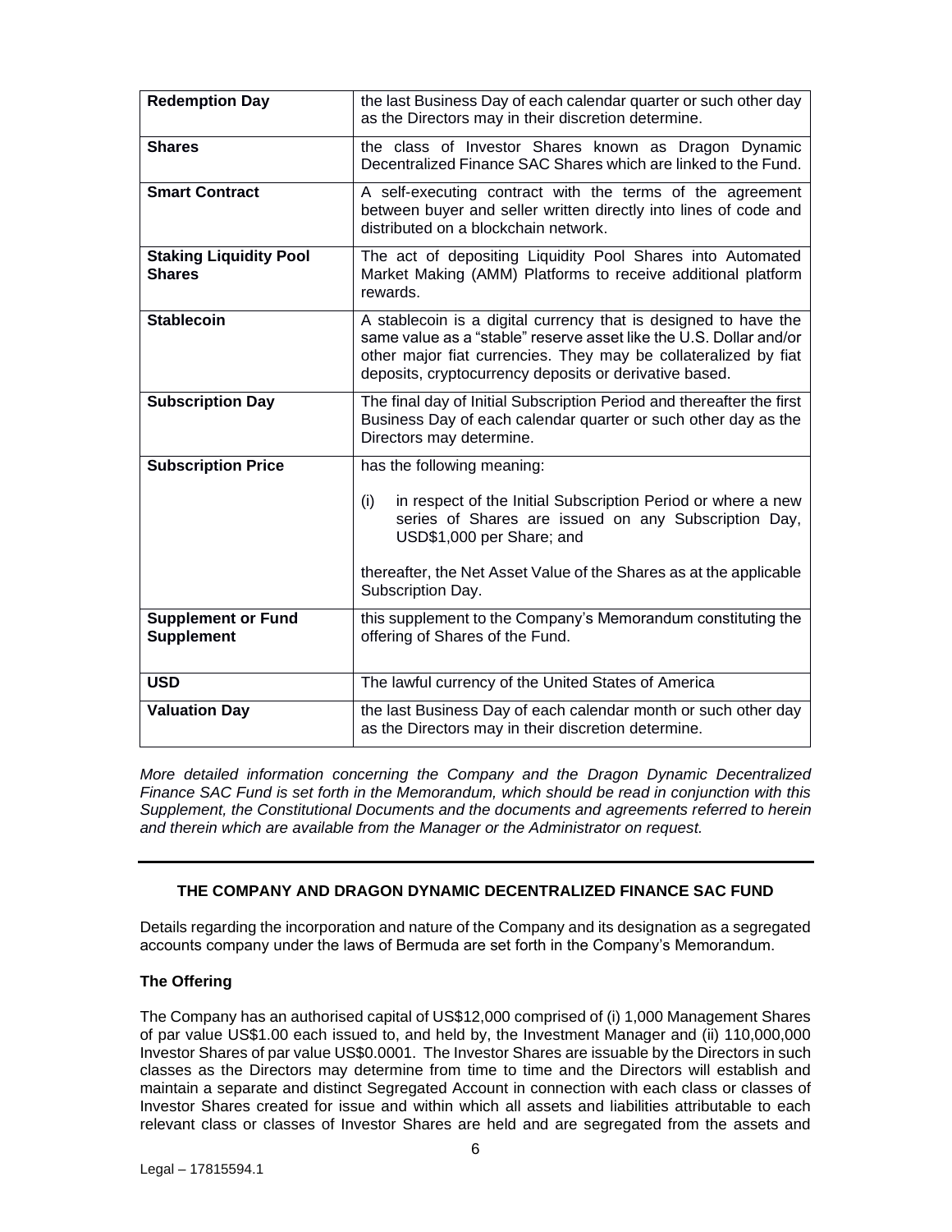| | |
|---|---|
| **Redemption Day** | the last Business Day of each calendar quarter or such other day as the Directors may in their discretion determine. |
| **Shares** | the class of Investor Shares known as Dragon Dynamic Decentralized Finance SAC Shares which are linked to the Fund. |
| **Smart Contract** | A self-executing contract with the terms of the agreement between buyer and seller written directly into lines of code and distributed on a blockchain network. |
| **Staking Liquidity Pool Shares** | The act of depositing Liquidity Pool Shares into Automated Market Making (AMM) Platforms to receive additional platform rewards. |
| **Stablecoin** | A stablecoin is a digital currency that is designed to have the same value as a "stable" reserve asset like the U.S. Dollar and/or other major fiat currencies. They may be collateralized by fiat deposits, cryptocurrency deposits or derivative based. |
| **Subscription Day** | The final day of Initial Subscription Period and thereafter the first Business Day of each calendar quarter or such other day as the Directors may determine. |
| **Subscription Price** | has the following meaning:<br><br>(i) in respect of the Initial Subscription Period or where a new series of Shares are issued on any Subscription Day, USD$1,000 per Share; and<br><br>thereafter, the Net Asset Value of the Shares as at the applicable Subscription Day. |
| **Supplement or Fund Supplement** | this supplement to the Company's Memorandum constituting the offering of Shares of the Fund. |
| **USD** | The lawful currency of the United States of America |
| **Valuation Day** | the last Business Day of each calendar month or such other day as the Directors may in their discretion determine. |

*More detailed information concerning the Company and the Dragon Dynamic Decentralized Finance SAC Fund is set forth in the Memorandum, which should be read in conjunction with this Supplement, the Constitutional Documents and the documents and agreements referred to herein and therein which are available from the Manager or the Administrator on request.*

---

## THE COMPANY AND DRAGON DYNAMIC DECENTRALIZED FINANCE SAC FUND

Details regarding the incorporation and nature of the Company and its designation as a segregated accounts company under the laws of Bermuda are set forth in the Company's Memorandum.

### The Offering

The Company has an authorised capital of US$12,000 comprised of (i) 1,000 Management Shares of par value US$1.00 each issued to, and held by, the Investment Manager and (ii) 110,000,000 Investor Shares of par value US$0.0001. The Investor Shares are issuable by the Directors in such classes as the Directors may determine from time to time and the Directors will establish and maintain a separate and distinct Segregated Account in connection with each class or classes of Investor Shares created for issue and within which all assets and liabilities attributable to each relevant class or classes of Investor Shares are held and are segregated from the assets and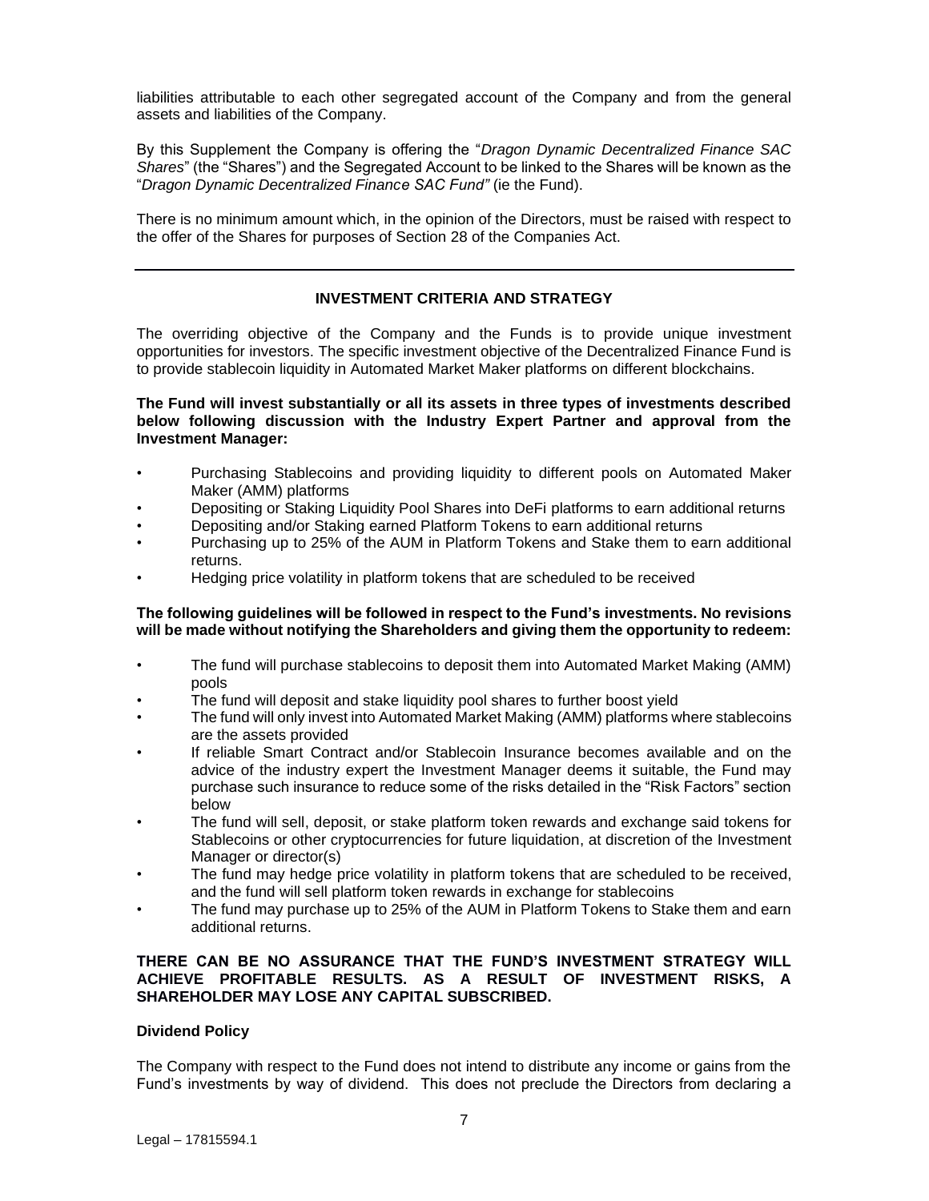liabilities attributable to each other segregated account of the Company and from the general assets and liabilities of the Company.

By this Supplement the Company is offering the "*Dragon Dynamic Decentralized Finance SAC Shares*" (the "Shares") and the Segregated Account to be linked to the Shares will be known as the "*Dragon Dynamic Decentralized Finance SAC Fund"* (ie the Fund).

There is no minimum amount which, in the opinion of the Directors, must be raised with respect to the offer of the Shares for purposes of Section 28 of the Companies Act.

---

## INVESTMENT CRITERIA AND STRATEGY

The overriding objective of the Company and the Funds is to provide unique investment opportunities for investors. The specific investment objective of the Decentralized Finance Fund is to provide stablecoin liquidity in Automated Market Maker platforms on different blockchains.

**The Fund will invest substantially or all its assets in three types of investments described below following discussion with the Industry Expert Partner and approval from the Investment Manager:**

- Purchasing Stablecoins and providing liquidity to different pools on Automated Maker Maker (AMM) platforms
- Depositing or Staking Liquidity Pool Shares into DeFi platforms to earn additional returns
- Depositing and/or Staking earned Platform Tokens to earn additional returns
- Purchasing up to 25% of the AUM in Platform Tokens and Stake them to earn additional returns.
- Hedging price volatility in platform tokens that are scheduled to be received

**The following guidelines will be followed in respect to the Fund's investments. No revisions will be made without notifying the Shareholders and giving them the opportunity to redeem:**

- The fund will purchase stablecoins to deposit them into Automated Market Making (AMM) pools
- The fund will deposit and stake liquidity pool shares to further boost yield
- The fund will only invest into Automated Market Making (AMM) platforms where stablecoins are the assets provided
- If reliable Smart Contract and/or Stablecoin Insurance becomes available and on the advice of the industry expert the Investment Manager deems it suitable, the Fund may purchase such insurance to reduce some of the risks detailed in the "Risk Factors" section below
- The fund will sell, deposit, or stake platform token rewards and exchange said tokens for Stablecoins or other cryptocurrencies for future liquidation, at discretion of the Investment Manager or director(s)
- The fund may hedge price volatility in platform tokens that are scheduled to be received, and the fund will sell platform token rewards in exchange for stablecoins
- The fund may purchase up to 25% of the AUM in Platform Tokens to Stake them and earn additional returns.

**THERE CAN BE NO ASSURANCE THAT THE FUND'S INVESTMENT STRATEGY WILL ACHIEVE PROFITABLE RESULTS. AS A RESULT OF INVESTMENT RISKS, A SHAREHOLDER MAY LOSE ANY CAPITAL SUBSCRIBED.**

### Dividend Policy

The Company with respect to the Fund does not intend to distribute any income or gains from the Fund's investments by way of dividend. This does not preclude the Directors from declaring a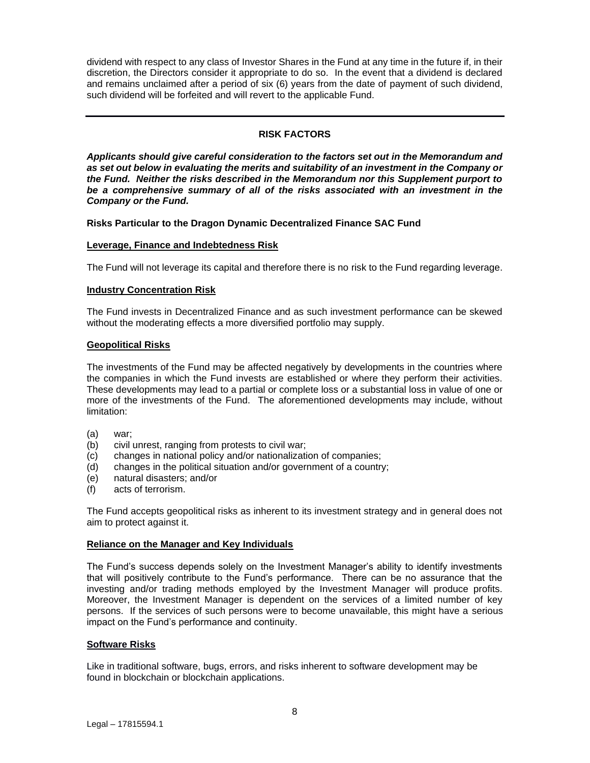dividend with respect to any class of Investor Shares in the Fund at any time in the future if, in their discretion, the Directors consider it appropriate to do so. In the event that a dividend is declared and remains unclaimed after a period of six (6) years from the date of payment of such dividend, such dividend will be forfeited and will revert to the applicable Fund.

---

## RISK FACTORS

***Applicants should give careful consideration to the factors set out in the Memorandum and as set out below in evaluating the merits and suitability of an investment in the Company or the Fund. Neither the risks described in the Memorandum nor this Supplement purport to be a comprehensive summary of all of the risks associated with an investment in the Company or the Fund.***

**Risks Particular to the Dragon Dynamic Decentralized Finance SAC Fund**

**Leverage, Finance and Indebtedness Risk**

The Fund will not leverage its capital and therefore there is no risk to the Fund regarding leverage.

**Industry Concentration Risk**

The Fund invests in Decentralized Finance and as such investment performance can be skewed without the moderating effects a more diversified portfolio may supply.

**Geopolitical Risks**

The investments of the Fund may be affected negatively by developments in the countries where the companies in which the Fund invests are established or where they perform their activities. These developments may lead to a partial or complete loss or a substantial loss in value of one or more of the investments of the Fund. The aforementioned developments may include, without limitation:

(a) war;
(b) civil unrest, ranging from protests to civil war;
(c) changes in national policy and/or nationalization of companies;
(d) changes in the political situation and/or government of a country;
(e) natural disasters; and/or
(f) acts of terrorism.

The Fund accepts geopolitical risks as inherent to its investment strategy and in general does not aim to protect against it.

**Reliance on the Manager and Key Individuals**

The Fund's success depends solely on the Investment Manager's ability to identify investments that will positively contribute to the Fund's performance. There can be no assurance that the investing and/or trading methods employed by the Investment Manager will produce profits. Moreover, the Investment Manager is dependent on the services of a limited number of key persons. If the services of such persons were to become unavailable, this might have a serious impact on the Fund's performance and continuity.

**Software Risks**

Like in traditional software, bugs, errors, and risks inherent to software development may be found in blockchain or blockchain applications.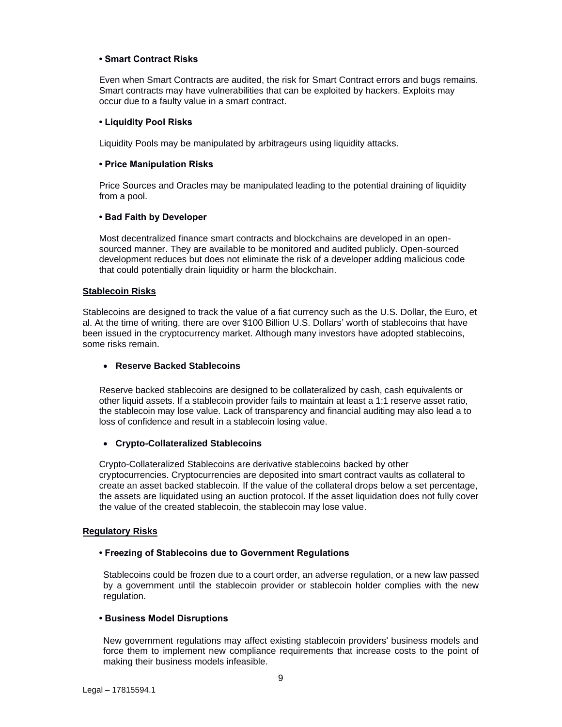**• Smart Contract Risks**

Even when Smart Contracts are audited, the risk for Smart Contract errors and bugs remains. Smart contracts may have vulnerabilities that can be exploited by hackers. Exploits may occur due to a faulty value in a smart contract.

**• Liquidity Pool Risks**

Liquidity Pools may be manipulated by arbitrageurs using liquidity attacks.

**• Price Manipulation Risks**

Price Sources and Oracles may be manipulated leading to the potential draining of liquidity from a pool.

**• Bad Faith by Developer**

Most decentralized finance smart contracts and blockchains are developed in an open-sourced manner. They are available to be monitored and audited publicly. Open-sourced development reduces but does not eliminate the risk of a developer adding malicious code that could potentially drain liquidity or harm the blockchain.

**<u>Stablecoin Risks</u>**

Stablecoins are designed to track the value of a fiat currency such as the U.S. Dollar, the Euro, et al. At the time of writing, there are over $100 Billion U.S. Dollars' worth of stablecoins that have been issued in the cryptocurrency market. Although many investors have adopted stablecoins, some risks remain.

- **Reserve Backed Stablecoins**

Reserve backed stablecoins are designed to be collateralized by cash, cash equivalents or other liquid assets. If a stablecoin provider fails to maintain at least a 1:1 reserve asset ratio, the stablecoin may lose value. Lack of transparency and financial auditing may also lead a to loss of confidence and result in a stablecoin losing value.

- **Crypto-Collateralized Stablecoins**

Crypto-Collateralized Stablecoins are derivative stablecoins backed by other cryptocurrencies. Cryptocurrencies are deposited into smart contract vaults as collateral to create an asset backed stablecoin. If the value of the collateral drops below a set percentage, the assets are liquidated using an auction protocol. If the asset liquidation does not fully cover the value of the created stablecoin, the stablecoin may lose value.

**<u>Regulatory Risks</u>**

**• Freezing of Stablecoins due to Government Regulations**

Stablecoins could be frozen due to a court order, an adverse regulation, or a new law passed by a government until the stablecoin provider or stablecoin holder complies with the new regulation.

**• Business Model Disruptions**

New government regulations may affect existing stablecoin providers' business models and force them to implement new compliance requirements that increase costs to the point of making their business models infeasible.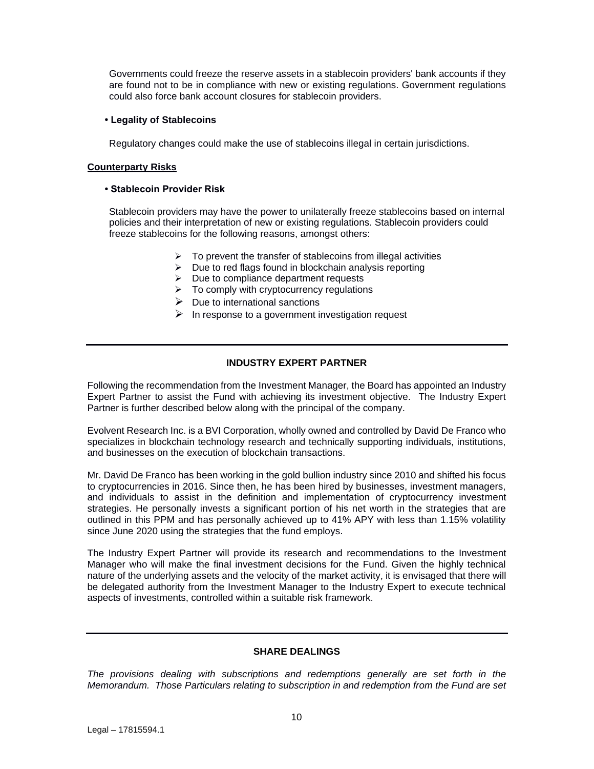Governments could freeze the reserve assets in a stablecoin providers' bank accounts if they are found not to be in compliance with new or existing regulations. Government regulations could also force bank account closures for stablecoin providers.

- **Legality of Stablecoins**

  Regulatory changes could make the use of stablecoins illegal in certain jurisdictions.

**Counterparty Risks**

- **Stablecoin Provider Risk**

  Stablecoin providers may have the power to unilaterally freeze stablecoins based on internal policies and their interpretation of new or existing regulations. Stablecoin providers could freeze stablecoins for the following reasons, amongst others:

  - To prevent the transfer of stablecoins from illegal activities
  - Due to red flags found in blockchain analysis reporting
  - Due to compliance department requests
  - To comply with cryptocurrency regulations
  - Due to international sanctions
  - In response to a government investigation request

---

## INDUSTRY EXPERT PARTNER

Following the recommendation from the Investment Manager, the Board has appointed an Industry Expert Partner to assist the Fund with achieving its investment objective. The Industry Expert Partner is further described below along with the principal of the company.

Evolvent Research Inc. is a BVI Corporation, wholly owned and controlled by David De Franco who specializes in blockchain technology research and technically supporting individuals, institutions, and businesses on the execution of blockchain transactions.

Mr. David De Franco has been working in the gold bullion industry since 2010 and shifted his focus to cryptocurrencies in 2016. Since then, he has been hired by businesses, investment managers, and individuals to assist in the definition and implementation of cryptocurrency investment strategies. He personally invests a significant portion of his net worth in the strategies that are outlined in this PPM and has personally achieved up to 41% APY with less than 1.15% volatility since June 2020 using the strategies that the fund employs.

The Industry Expert Partner will provide its research and recommendations to the Investment Manager who will make the final investment decisions for the Fund. Given the highly technical nature of the underlying assets and the velocity of the market activity, it is envisaged that there will be delegated authority from the Investment Manager to the Industry Expert to execute technical aspects of investments, controlled within a suitable risk framework.

---

## SHARE DEALINGS

*The provisions dealing with subscriptions and redemptions generally are set forth in the Memorandum. Those Particulars relating to subscription in and redemption from the Fund are set*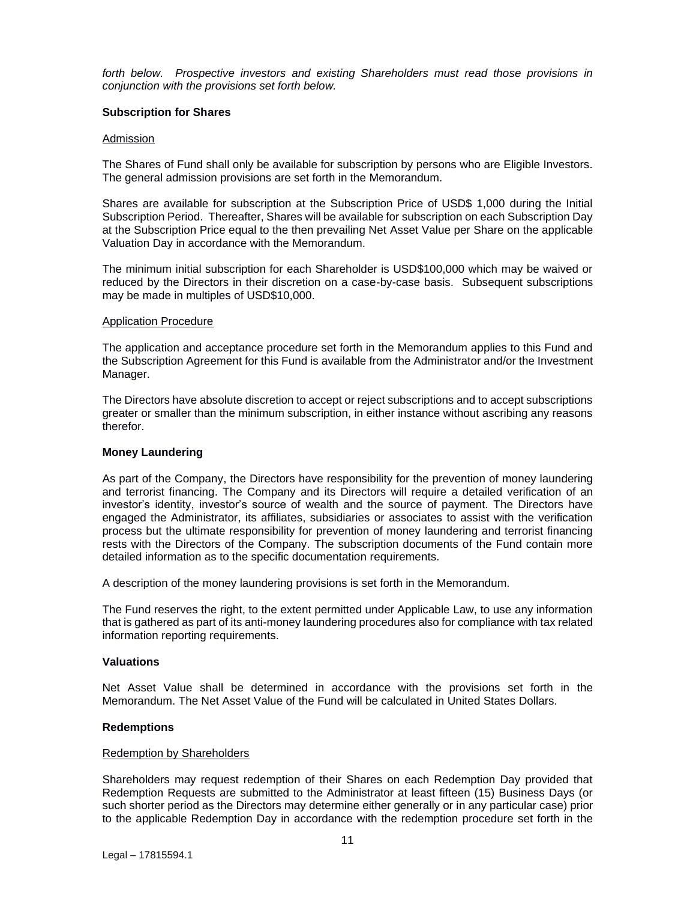*forth below. Prospective investors and existing Shareholders must read those provisions in conjunction with the provisions set forth below.*

**Subscription for Shares**

Admission

The Shares of Fund shall only be available for subscription by persons who are Eligible Investors. The general admission provisions are set forth in the Memorandum.

Shares are available for subscription at the Subscription Price of USD$ 1,000 during the Initial Subscription Period. Thereafter, Shares will be available for subscription on each Subscription Day at the Subscription Price equal to the then prevailing Net Asset Value per Share on the applicable Valuation Day in accordance with the Memorandum.

The minimum initial subscription for each Shareholder is USD$100,000 which may be waived or reduced by the Directors in their discretion on a case-by-case basis. Subsequent subscriptions may be made in multiples of USD$10,000.

Application Procedure

The application and acceptance procedure set forth in the Memorandum applies to this Fund and the Subscription Agreement for this Fund is available from the Administrator and/or the Investment Manager.

The Directors have absolute discretion to accept or reject subscriptions and to accept subscriptions greater or smaller than the minimum subscription, in either instance without ascribing any reasons therefor.

**Money Laundering**

As part of the Company, the Directors have responsibility for the prevention of money laundering and terrorist financing. The Company and its Directors will require a detailed verification of an investor's identity, investor's source of wealth and the source of payment. The Directors have engaged the Administrator, its affiliates, subsidiaries or associates to assist with the verification process but the ultimate responsibility for prevention of money laundering and terrorist financing rests with the Directors of the Company. The subscription documents of the Fund contain more detailed information as to the specific documentation requirements.

A description of the money laundering provisions is set forth in the Memorandum.

The Fund reserves the right, to the extent permitted under Applicable Law, to use any information that is gathered as part of its anti-money laundering procedures also for compliance with tax related information reporting requirements.

**Valuations**

Net Asset Value shall be determined in accordance with the provisions set forth in the Memorandum. The Net Asset Value of the Fund will be calculated in United States Dollars.

**Redemptions**

Redemption by Shareholders

Shareholders may request redemption of their Shares on each Redemption Day provided that Redemption Requests are submitted to the Administrator at least fifteen (15) Business Days (or such shorter period as the Directors may determine either generally or in any particular case) prior to the applicable Redemption Day in accordance with the redemption procedure set forth in the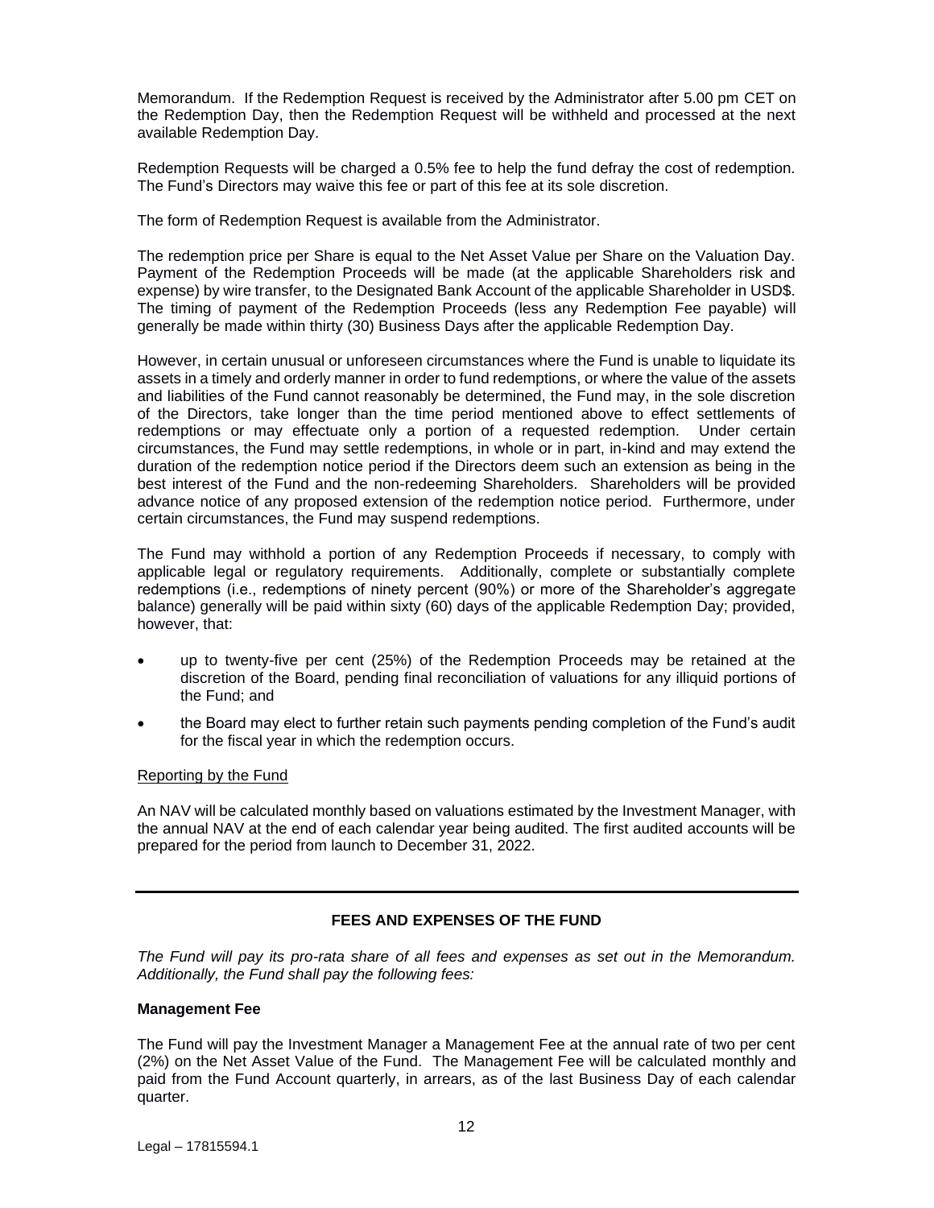Memorandum. If the Redemption Request is received by the Administrator after 5.00 pm CET on the Redemption Day, then the Redemption Request will be withheld and processed at the next available Redemption Day.

Redemption Requests will be charged a 0.5% fee to help the fund defray the cost of redemption. The Fund's Directors may waive this fee or part of this fee at its sole discretion.

The form of Redemption Request is available from the Administrator.

The redemption price per Share is equal to the Net Asset Value per Share on the Valuation Day. Payment of the Redemption Proceeds will be made (at the applicable Shareholders risk and expense) by wire transfer, to the Designated Bank Account of the applicable Shareholder in USD$. The timing of payment of the Redemption Proceeds (less any Redemption Fee payable) will generally be made within thirty (30) Business Days after the applicable Redemption Day.

However, in certain unusual or unforeseen circumstances where the Fund is unable to liquidate its assets in a timely and orderly manner in order to fund redemptions, or where the value of the assets and liabilities of the Fund cannot reasonably be determined, the Fund may, in the sole discretion of the Directors, take longer than the time period mentioned above to effect settlements of redemptions or may effectuate only a portion of a requested redemption. Under certain circumstances, the Fund may settle redemptions, in whole or in part, in-kind and may extend the duration of the redemption notice period if the Directors deem such an extension as being in the best interest of the Fund and the non-redeeming Shareholders. Shareholders will be provided advance notice of any proposed extension of the redemption notice period. Furthermore, under certain circumstances, the Fund may suspend redemptions.

The Fund may withhold a portion of any Redemption Proceeds if necessary, to comply with applicable legal or regulatory requirements. Additionally, complete or substantially complete redemptions (i.e., redemptions of ninety percent (90%) or more of the Shareholder's aggregate balance) generally will be paid within sixty (60) days of the applicable Redemption Day; provided, however, that:

- up to twenty-five per cent (25%) of the Redemption Proceeds may be retained at the discretion of the Board, pending final reconciliation of valuations for any illiquid portions of the Fund; and
- the Board may elect to further retain such payments pending completion of the Fund's audit for the fiscal year in which the redemption occurs.

Reporting by the Fund

An NAV will be calculated monthly based on valuations estimated by the Investment Manager, with the annual NAV at the end of each calendar year being audited. The first audited accounts will be prepared for the period from launch to December 31, 2022.

---

## FEES AND EXPENSES OF THE FUND

*The Fund will pay its pro-rata share of all fees and expenses as set out in the Memorandum. Additionally, the Fund shall pay the following fees:*

### Management Fee

The Fund will pay the Investment Manager a Management Fee at the annual rate of two per cent (2%) on the Net Asset Value of the Fund. The Management Fee will be calculated monthly and paid from the Fund Account quarterly, in arrears, as of the last Business Day of each calendar quarter.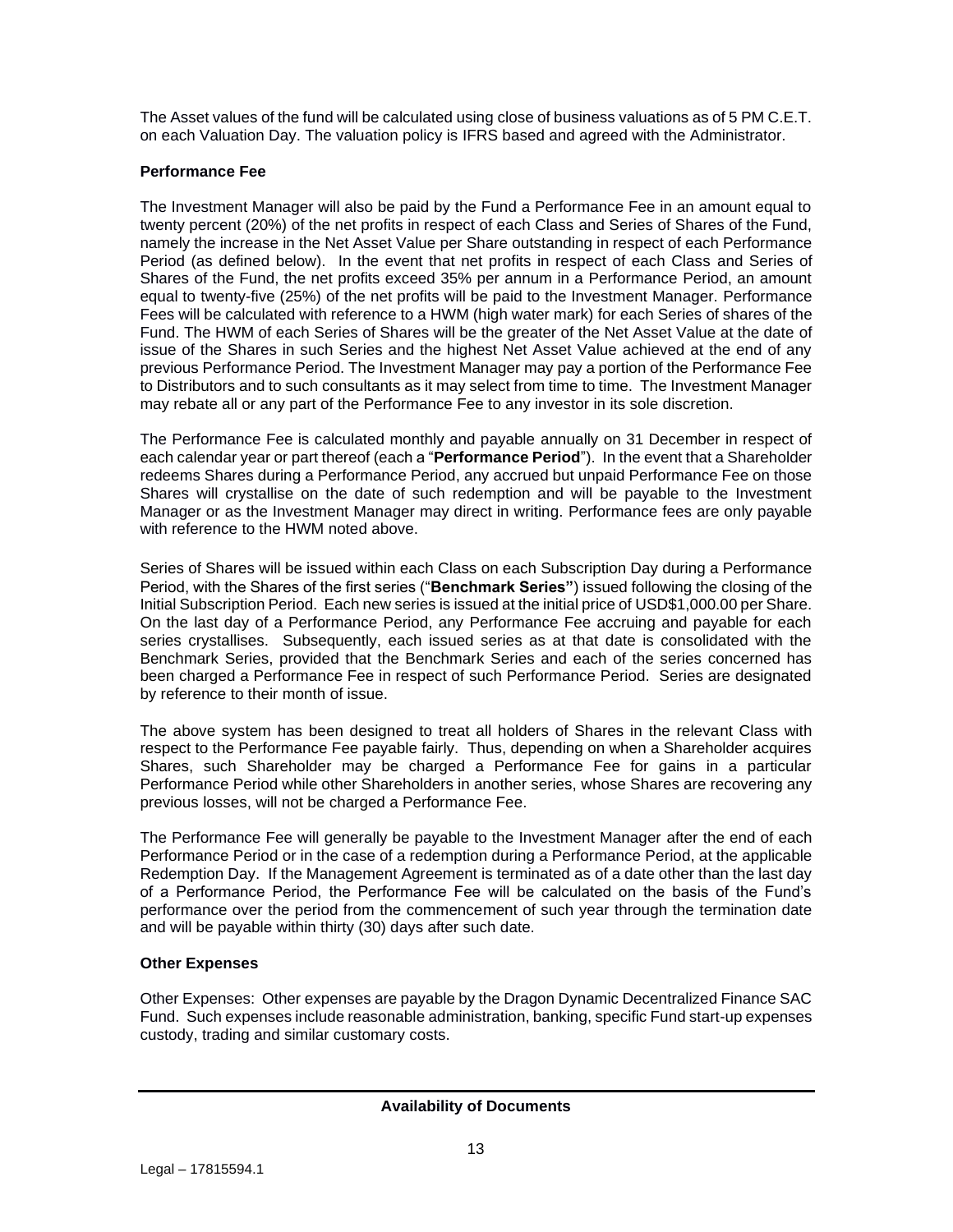The Asset values of the fund will be calculated using close of business valuations as of 5 PM C.E.T. on each Valuation Day. The valuation policy is IFRS based and agreed with the Administrator.

**Performance Fee**

The Investment Manager will also be paid by the Fund a Performance Fee in an amount equal to twenty percent (20%) of the net profits in respect of each Class and Series of Shares of the Fund, namely the increase in the Net Asset Value per Share outstanding in respect of each Performance Period (as defined below). In the event that net profits in respect of each Class and Series of Shares of the Fund, the net profits exceed 35% per annum in a Performance Period, an amount equal to twenty-five (25%) of the net profits will be paid to the Investment Manager. Performance Fees will be calculated with reference to a HWM (high water mark) for each Series of shares of the Fund. The HWM of each Series of Shares will be the greater of the Net Asset Value at the date of issue of the Shares in such Series and the highest Net Asset Value achieved at the end of any previous Performance Period. The Investment Manager may pay a portion of the Performance Fee to Distributors and to such consultants as it may select from time to time. The Investment Manager may rebate all or any part of the Performance Fee to any investor in its sole discretion.

The Performance Fee is calculated monthly and payable annually on 31 December in respect of each calendar year or part thereof (each a "**Performance Period**"). In the event that a Shareholder redeems Shares during a Performance Period, any accrued but unpaid Performance Fee on those Shares will crystallise on the date of such redemption and will be payable to the Investment Manager or as the Investment Manager may direct in writing. Performance fees are only payable with reference to the HWM noted above.

Series of Shares will be issued within each Class on each Subscription Day during a Performance Period, with the Shares of the first series ("**Benchmark Series"**) issued following the closing of the Initial Subscription Period. Each new series is issued at the initial price of USD$1,000.00 per Share. On the last day of a Performance Period, any Performance Fee accruing and payable for each series crystallises. Subsequently, each issued series as at that date is consolidated with the Benchmark Series, provided that the Benchmark Series and each of the series concerned has been charged a Performance Fee in respect of such Performance Period. Series are designated by reference to their month of issue.

The above system has been designed to treat all holders of Shares in the relevant Class with respect to the Performance Fee payable fairly. Thus, depending on when a Shareholder acquires Shares, such Shareholder may be charged a Performance Fee for gains in a particular Performance Period while other Shareholders in another series, whose Shares are recovering any previous losses, will not be charged a Performance Fee.

The Performance Fee will generally be payable to the Investment Manager after the end of each Performance Period or in the case of a redemption during a Performance Period, at the applicable Redemption Day. If the Management Agreement is terminated as of a date other than the last day of a Performance Period, the Performance Fee will be calculated on the basis of the Fund's performance over the period from the commencement of such year through the termination date and will be payable within thirty (30) days after such date.

**Other Expenses**

Other Expenses: Other expenses are payable by the Dragon Dynamic Decentralized Finance SAC Fund. Such expenses include reasonable administration, banking, specific Fund start-up expenses custody, trading and similar customary costs.

**Availability of Documents**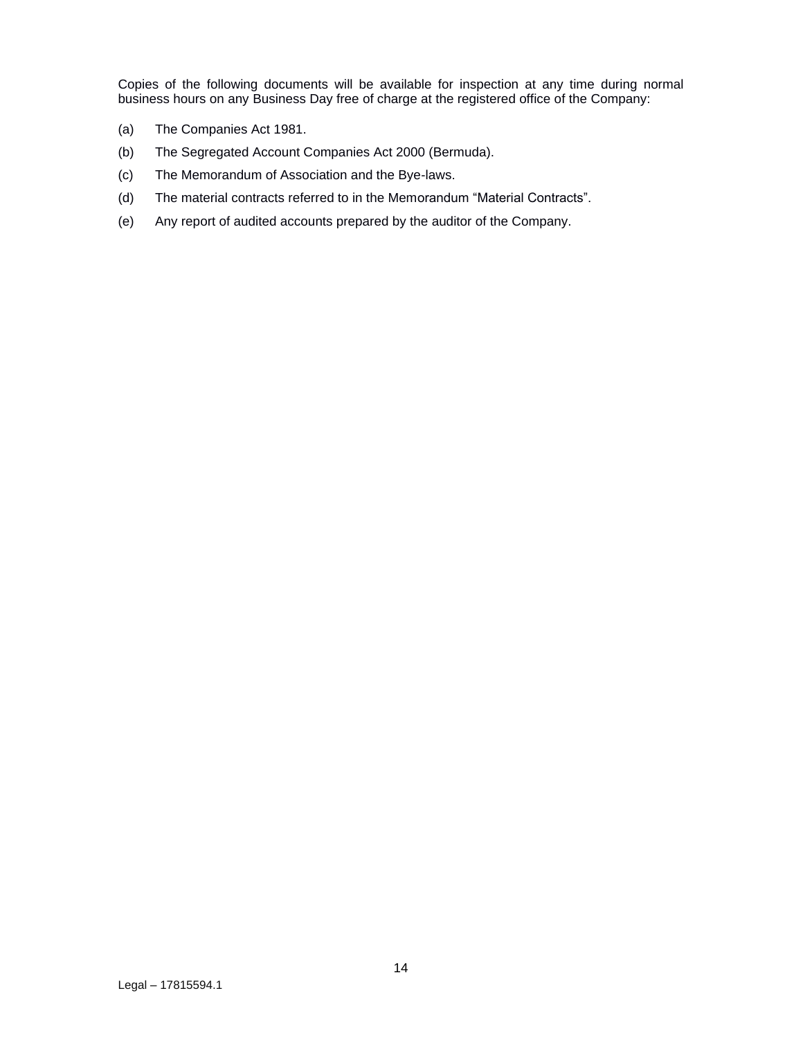Copies of the following documents will be available for inspection at any time during normal business hours on any Business Day free of charge at the registered office of the Company:

(a) The Companies Act 1981.

(b) The Segregated Account Companies Act 2000 (Bermuda).

(c) The Memorandum of Association and the Bye-laws.

(d) The material contracts referred to in the Memorandum "Material Contracts".

(e) Any report of audited accounts prepared by the auditor of the Company.